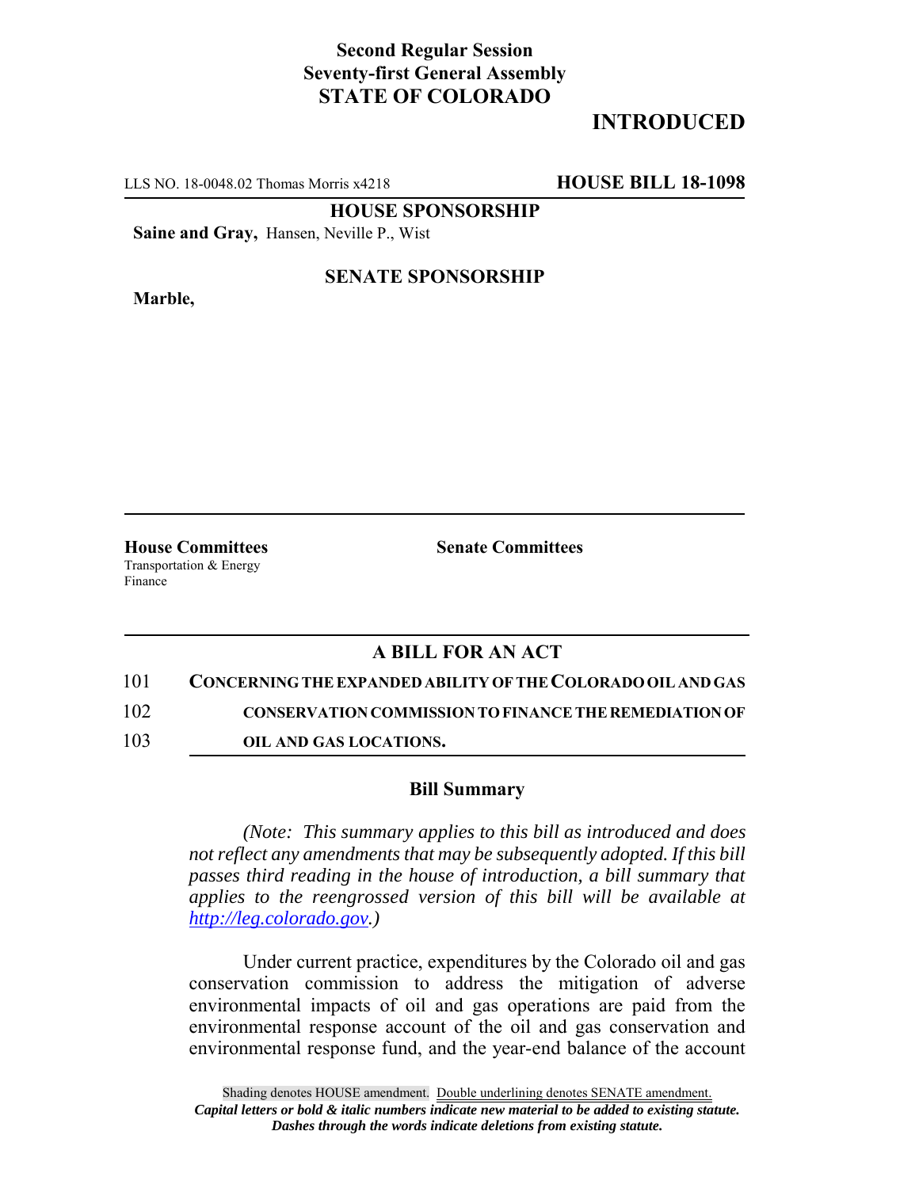**Second Regular Session**
**Seventy-first General Assembly**
**STATE OF COLORADO**

# INTRODUCED

LLS NO. 18-0048.02 Thomas Morris x4218 **HOUSE BILL 18-1098**

**HOUSE SPONSORSHIP**

**Saine and Gray,** Hansen, Neville P., Wist

**SENATE SPONSORSHIP**

**Marble,**

**House Committees**
Transportation & Energy
Finance

**Senate Committees**

## A BILL FOR AN ACT

101 **CONCERNING THE EXPANDED ABILITY OF THE COLORADO OIL AND GAS**
102 **CONSERVATION COMMISSION TO FINANCE THE REMEDIATION OF**
103 **OIL AND GAS LOCATIONS.**

### Bill Summary

*(Note: This summary applies to this bill as introduced and does not reflect any amendments that may be subsequently adopted. If this bill passes third reading in the house of introduction, a bill summary that applies to the reengrossed version of this bill will be available at http://leg.colorado.gov.)*

Under current practice, expenditures by the Colorado oil and gas conservation commission to address the mitigation of adverse environmental impacts of oil and gas operations are paid from the environmental response account of the oil and gas conservation and environmental response fund, and the year-end balance of the account

Shading denotes HOUSE amendment. Double underlining denotes SENATE amendment.
*Capital letters or bold & italic numbers indicate new material to be added to existing statute.*
*Dashes through the words indicate deletions from existing statute.*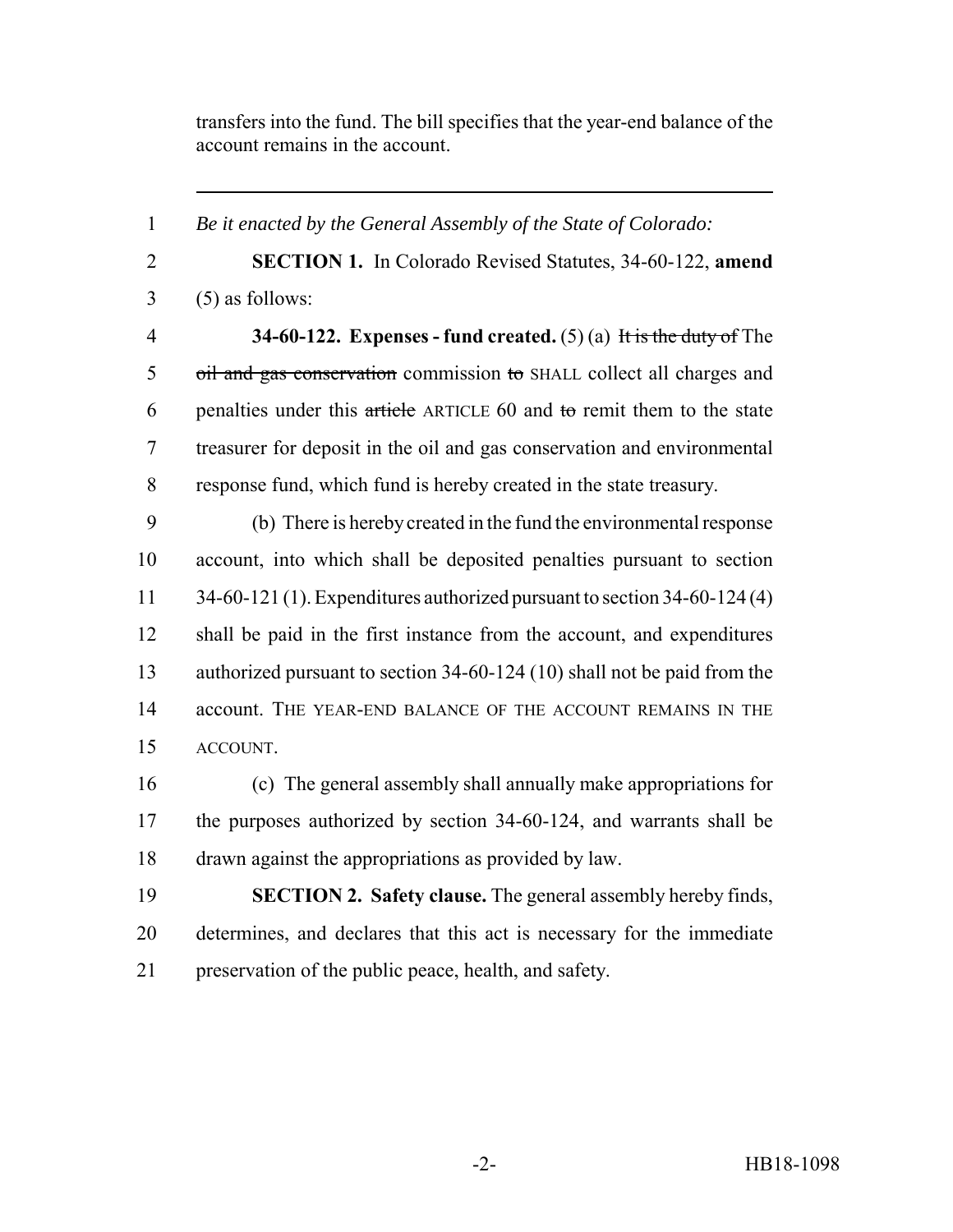transfers into the fund. The bill specifies that the year-end balance of the account remains in the account.

---

1 *Be it enacted by the General Assembly of the State of Colorado:*

2 **SECTION 1.** In Colorado Revised Statutes, 34-60-122, **amend**
3 (5) as follows:

4 **34-60-122. Expenses - fund created.** (5) (a) ~~It is the duty of~~ The
5 ~~oil and gas conservation~~ commission ~~to~~ SHALL collect all charges and
6 penalties under this ~~article~~ ARTICLE 60 and ~~to~~ remit them to the state
7 treasurer for deposit in the oil and gas conservation and environmental
8 response fund, which fund is hereby created in the state treasury.

9 (b) There is hereby created in the fund the environmental response
10 account, into which shall be deposited penalties pursuant to section
11 34-60-121 (1). Expenditures authorized pursuant to section 34-60-124 (4)
12 shall be paid in the first instance from the account, and expenditures
13 authorized pursuant to section 34-60-124 (10) shall not be paid from the
14 account. THE YEAR-END BALANCE OF THE ACCOUNT REMAINS IN THE
15 ACCOUNT.

16 (c) The general assembly shall annually make appropriations for
17 the purposes authorized by section 34-60-124, and warrants shall be
18 drawn against the appropriations as provided by law.

19 **SECTION 2. Safety clause.** The general assembly hereby finds,
20 determines, and declares that this act is necessary for the immediate
21 preservation of the public peace, health, and safety.